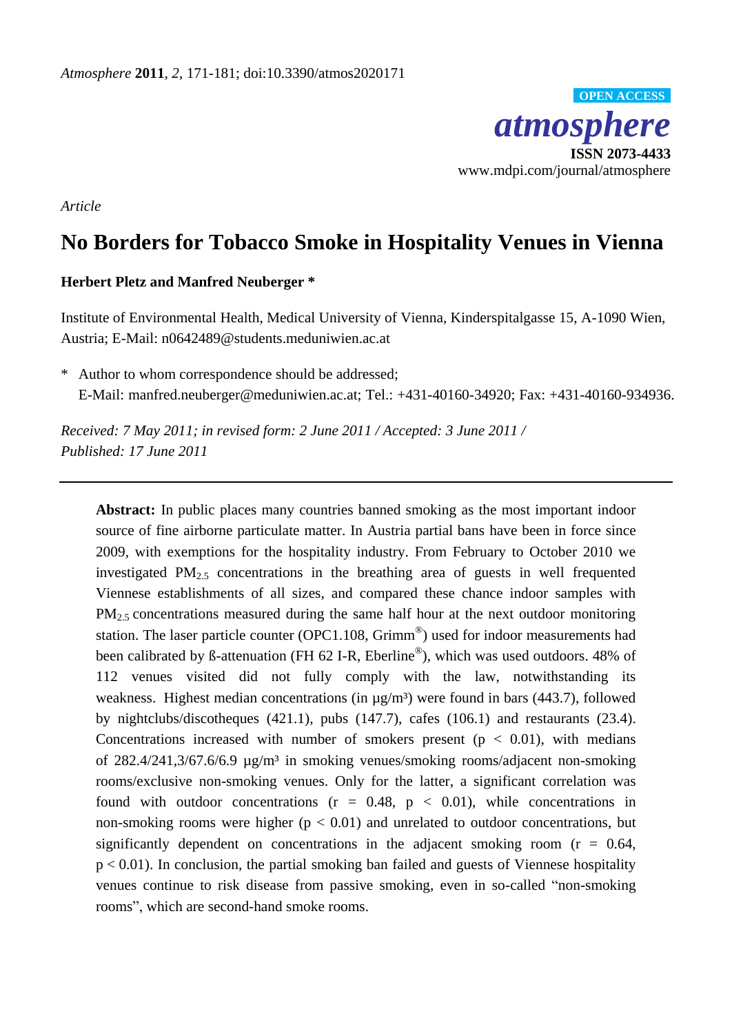*Atmosphere* **2011**, *2*, 171-181; doi:10.3390/atmos2020171

OPEN ACCESS

***atmosphere***

**ISSN 2073-4433**

www.mdpi.com/journal/atmosphere

*Article*

# No Borders for Tobacco Smoke in Hospitality Venues in Vienna

**Herbert Pletz and Manfred Neuberger \***

Institute of Environmental Health, Medical University of Vienna, Kinderspitalgasse 15, A-1090 Wien, Austria; E-Mail: n0642489@students.meduniwien.ac.at

\* Author to whom correspondence should be addressed;
E-Mail: manfred.neuberger@meduniwien.ac.at; Tel.: +431-40160-34920; Fax: +431-40160-934936.

*Received: 7 May 2011; in revised form: 2 June 2011 / Accepted: 3 June 2011 / Published: 17 June 2011*

---

**Abstract:** In public places many countries banned smoking as the most important indoor source of fine airborne particulate matter. In Austria partial bans have been in force since 2009, with exemptions for the hospitality industry. From February to October 2010 we investigated $PM_{2.5}$ concentrations in the breathing area of guests in well frequented Viennese establishments of all sizes, and compared these chance indoor samples with $PM_{2.5}$ concentrations measured during the same half hour at the next outdoor monitoring station. The laser particle counter (OPC1.108, Grimm®) used for indoor measurements had been calibrated by ß-attenuation (FH 62 I-R, Eberline®), which was used outdoors. 48% of 112 venues visited did not fully comply with the law, notwithstanding its weakness. Highest median concentrations (in µg/m³) were found in bars (443.7), followed by nightclubs/discotheques (421.1), pubs (147.7), cafes (106.1) and restaurants (23.4). Concentrations increased with number of smokers present ($p < 0.01$), with medians of 282.4/241,3/67.6/6.9 µg/m³ in smoking venues/smoking rooms/adjacent non-smoking rooms/exclusive non-smoking venues. Only for the latter, a significant correlation was found with outdoor concentrations ($r = 0.48$, $p < 0.01$), while concentrations in non-smoking rooms were higher ($p < 0.01$) and unrelated to outdoor concentrations, but significantly dependent on concentrations in the adjacent smoking room ($r = 0.64$, $p < 0.01$). In conclusion, the partial smoking ban failed and guests of Viennese hospitality venues continue to risk disease from passive smoking, even in so-called "non-smoking rooms", which are second-hand smoke rooms.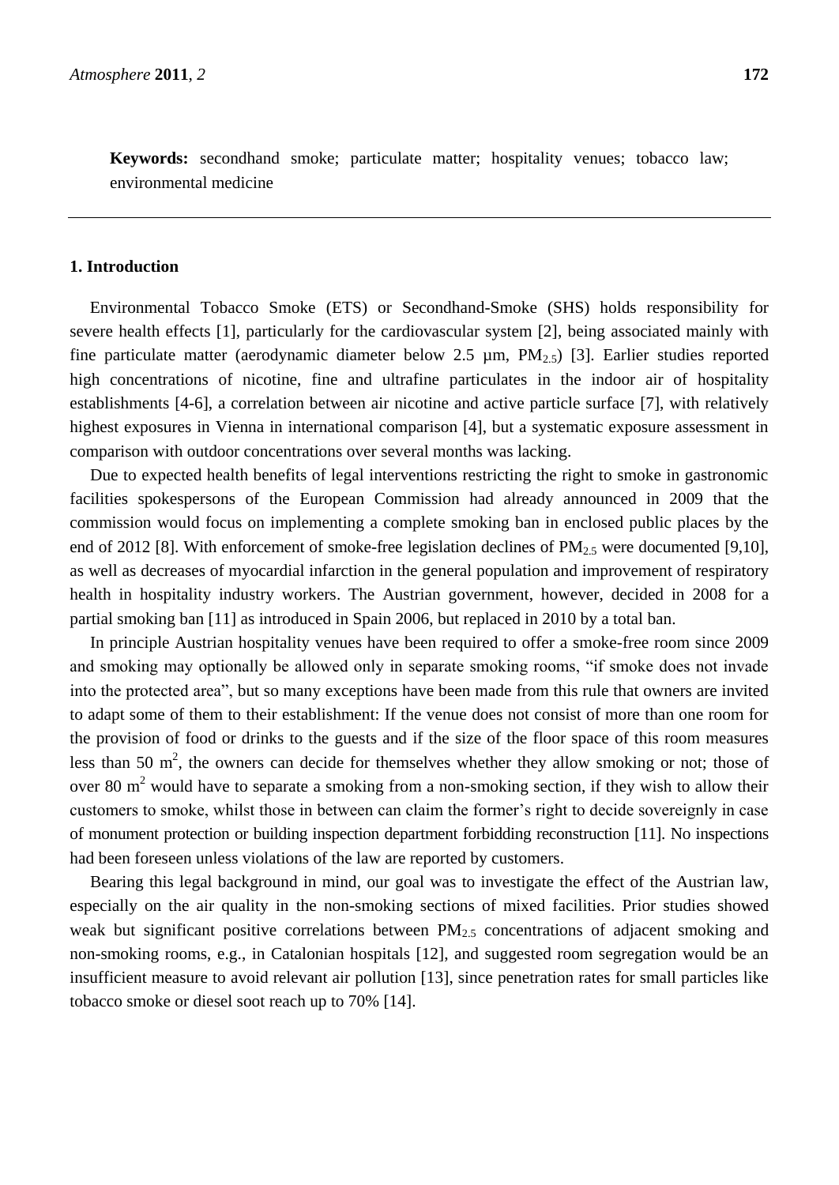**Keywords:** secondhand smoke; particulate matter; hospitality venues; tobacco law; environmental medicine

## 1. Introduction

Environmental Tobacco Smoke (ETS) or Secondhand-Smoke (SHS) holds responsibility for severe health effects [1], particularly for the cardiovascular system [2], being associated mainly with fine particulate matter (aerodynamic diameter below 2.5 µm, $PM_{2.5}$) [3]. Earlier studies reported high concentrations of nicotine, fine and ultrafine particulates in the indoor air of hospitality establishments [4-6], a correlation between air nicotine and active particle surface [7], with relatively highest exposures in Vienna in international comparison [4], but a systematic exposure assessment in comparison with outdoor concentrations over several months was lacking.

Due to expected health benefits of legal interventions restricting the right to smoke in gastronomic facilities spokespersons of the European Commission had already announced in 2009 that the commission would focus on implementing a complete smoking ban in enclosed public places by the end of 2012 [8]. With enforcement of smoke-free legislation declines of $PM_{2.5}$ were documented [9,10], as well as decreases of myocardial infarction in the general population and improvement of respiratory health in hospitality industry workers. The Austrian government, however, decided in 2008 for a partial smoking ban [11] as introduced in Spain 2006, but replaced in 2010 by a total ban.

In principle Austrian hospitality venues have been required to offer a smoke-free room since 2009 and smoking may optionally be allowed only in separate smoking rooms, "if smoke does not invade into the protected area", but so many exceptions have been made from this rule that owners are invited to adapt some of them to their establishment: If the venue does not consist of more than one room for the provision of food or drinks to the guests and if the size of the floor space of this room measures less than 50 $m^2$, the owners can decide for themselves whether they allow smoking or not; those of over 80 $m^2$ would have to separate a smoking from a non-smoking section, if they wish to allow their customers to smoke, whilst those in between can claim the former's right to decide sovereignly in case of monument protection or building inspection department forbidding reconstruction [11]. No inspections had been foreseen unless violations of the law are reported by customers.

Bearing this legal background in mind, our goal was to investigate the effect of the Austrian law, especially on the air quality in the non-smoking sections of mixed facilities. Prior studies showed weak but significant positive correlations between $PM_{2.5}$ concentrations of adjacent smoking and non-smoking rooms, e.g., in Catalonian hospitals [12], and suggested room segregation would be an insufficient measure to avoid relevant air pollution [13], since penetration rates for small particles like tobacco smoke or diesel soot reach up to 70% [14].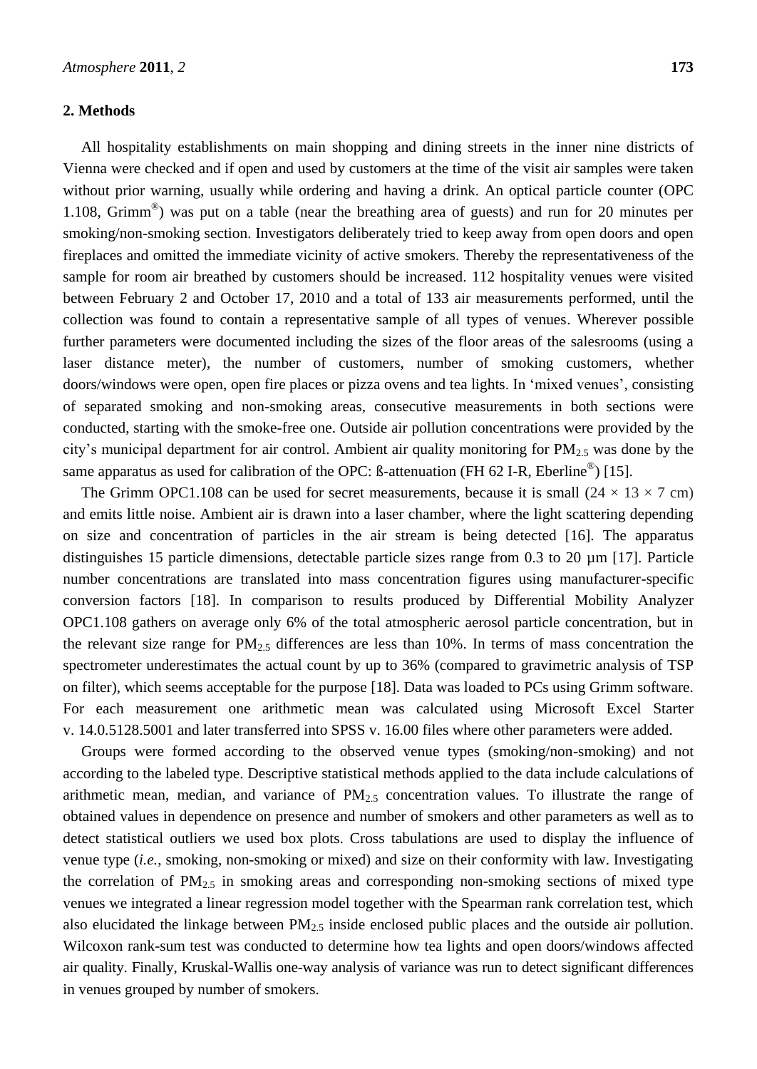## 2. Methods

All hospitality establishments on main shopping and dining streets in the inner nine districts of Vienna were checked and if open and used by customers at the time of the visit air samples were taken without prior warning, usually while ordering and having a drink. An optical particle counter (OPC 1.108, Grimm®) was put on a table (near the breathing area of guests) and run for 20 minutes per smoking/non-smoking section. Investigators deliberately tried to keep away from open doors and open fireplaces and omitted the immediate vicinity of active smokers. Thereby the representativeness of the sample for room air breathed by customers should be increased. 112 hospitality venues were visited between February 2 and October 17, 2010 and a total of 133 air measurements performed, until the collection was found to contain a representative sample of all types of venues. Wherever possible further parameters were documented including the sizes of the floor areas of the salesrooms (using a laser distance meter), the number of customers, number of smoking customers, whether doors/windows were open, open fire places or pizza ovens and tea lights. In 'mixed venues', consisting of separated smoking and non-smoking areas, consecutive measurements in both sections were conducted, starting with the smoke-free one. Outside air pollution concentrations were provided by the city's municipal department for air control. Ambient air quality monitoring for $PM_{2.5}$ was done by the same apparatus as used for calibration of the OPC: ß-attenuation (FH 62 I-R, Eberline®) [15].

The Grimm OPC1.108 can be used for secret measurements, because it is small ($24 \times 13 \times 7$ cm) and emits little noise. Ambient air is drawn into a laser chamber, where the light scattering depending on size and concentration of particles in the air stream is being detected [16]. The apparatus distinguishes 15 particle dimensions, detectable particle sizes range from 0.3 to 20 µm [17]. Particle number concentrations are translated into mass concentration figures using manufacturer-specific conversion factors [18]. In comparison to results produced by Differential Mobility Analyzer OPC1.108 gathers on average only 6% of the total atmospheric aerosol particle concentration, but in the relevant size range for $PM_{2.5}$ differences are less than 10%. In terms of mass concentration the spectrometer underestimates the actual count by up to 36% (compared to gravimetric analysis of TSP on filter), which seems acceptable for the purpose [18]. Data was loaded to PCs using Grimm software. For each measurement one arithmetic mean was calculated using Microsoft Excel Starter v. 14.0.5128.5001 and later transferred into SPSS v. 16.00 files where other parameters were added.

Groups were formed according to the observed venue types (smoking/non-smoking) and not according to the labeled type. Descriptive statistical methods applied to the data include calculations of arithmetic mean, median, and variance of $PM_{2.5}$ concentration values. To illustrate the range of obtained values in dependence on presence and number of smokers and other parameters as well as to detect statistical outliers we used box plots. Cross tabulations are used to display the influence of venue type (*i.e.*, smoking, non-smoking or mixed) and size on their conformity with law. Investigating the correlation of $PM_{2.5}$ in smoking areas and corresponding non-smoking sections of mixed type venues we integrated a linear regression model together with the Spearman rank correlation test, which also elucidated the linkage between $PM_{2.5}$ inside enclosed public places and the outside air pollution. Wilcoxon rank-sum test was conducted to determine how tea lights and open doors/windows affected air quality. Finally, Kruskal-Wallis one-way analysis of variance was run to detect significant differences in venues grouped by number of smokers.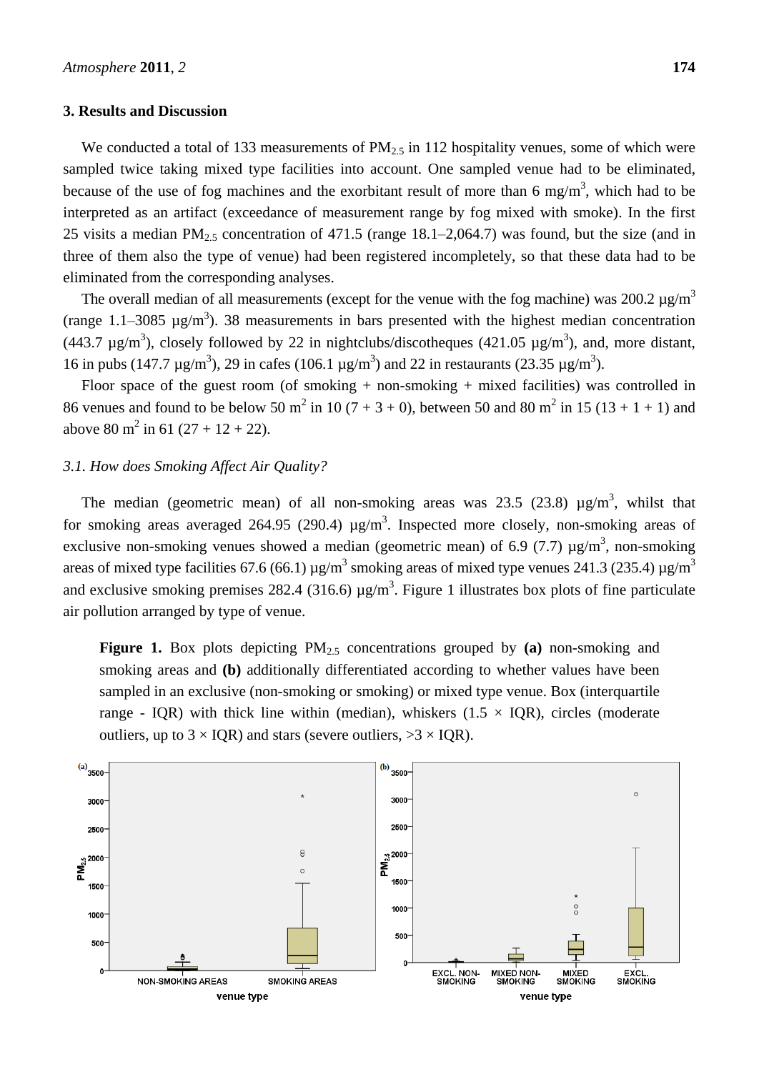## 3. Results and Discussion

We conducted a total of 133 measurements of $PM_{2.5}$ in 112 hospitality venues, some of which were sampled twice taking mixed type facilities into account. One sampled venue had to be eliminated, because of the use of fog machines and the exorbitant result of more than 6 mg/$m^3$, which had to be interpreted as an artifact (exceedance of measurement range by fog mixed with smoke). In the first 25 visits a median $PM_{2.5}$ concentration of 471.5 (range 18.1–2,064.7) was found, but the size (and in three of them also the type of venue) had been registered incompletely, so that these data had to be eliminated from the corresponding analyses.

The overall median of all measurements (except for the venue with the fog machine) was 200.2 µg/$m^3$ (range 1.1–3085 µg/$m^3$). 38 measurements in bars presented with the highest median concentration (443.7 µg/$m^3$), closely followed by 22 in nightclubs/discotheques (421.05 µg/$m^3$), and, more distant, 16 in pubs (147.7 µg/$m^3$), 29 in cafes (106.1 µg/$m^3$) and 22 in restaurants (23.35 µg/$m^3$).

Floor space of the guest room (of smoking + non-smoking + mixed facilities) was controlled in 86 venues and found to be below 50 $m^2$ in 10 (7 + 3 + 0), between 50 and 80 $m^2$ in 15 (13 + 1 + 1) and above 80 $m^2$ in 61 (27 + 12 + 22).

### 3.1. How does Smoking Affect Air Quality?

The median (geometric mean) of all non-smoking areas was 23.5 (23.8) µg/$m^3$, whilst that for smoking areas averaged 264.95 (290.4) µg/$m^3$. Inspected more closely, non-smoking areas of exclusive non-smoking venues showed a median (geometric mean) of 6.9 (7.7) µg/$m^3$, non-smoking areas of mixed type facilities 67.6 (66.1) µg/$m^3$ smoking areas of mixed type venues 241.3 (235.4) µg/$m^3$ and exclusive smoking premises 282.4 (316.6) µg/$m^3$. Figure 1 illustrates box plots of fine particulate air pollution arranged by type of venue.

**Figure 1.** Box plots depicting $PM_{2.5}$ concentrations grouped by **(a)** non-smoking and smoking areas and **(b)** additionally differentiated according to whether values have been sampled in an exclusive (non-smoking or smoking) or mixed type venue. Box (interquartile range - IQR) with thick line within (median), whiskers (1.5 × IQR), circles (moderate outliers, up to 3 × IQR) and stars (severe outliers, >3 × IQR).

(a)
$PM_{2.5}$
3500
3000
2500
2000
1500
1000
500
0
NON-SMOKING AREAS
SMOKING AREAS
venue type

(b)
$PM_{2.5}$
3500
3000
2500
2000
1500
1000
500
0
EXCL. NON-SMOKING
MIXED NON-SMOKING
MIXED SMOKING
EXCL. SMOKING
venue type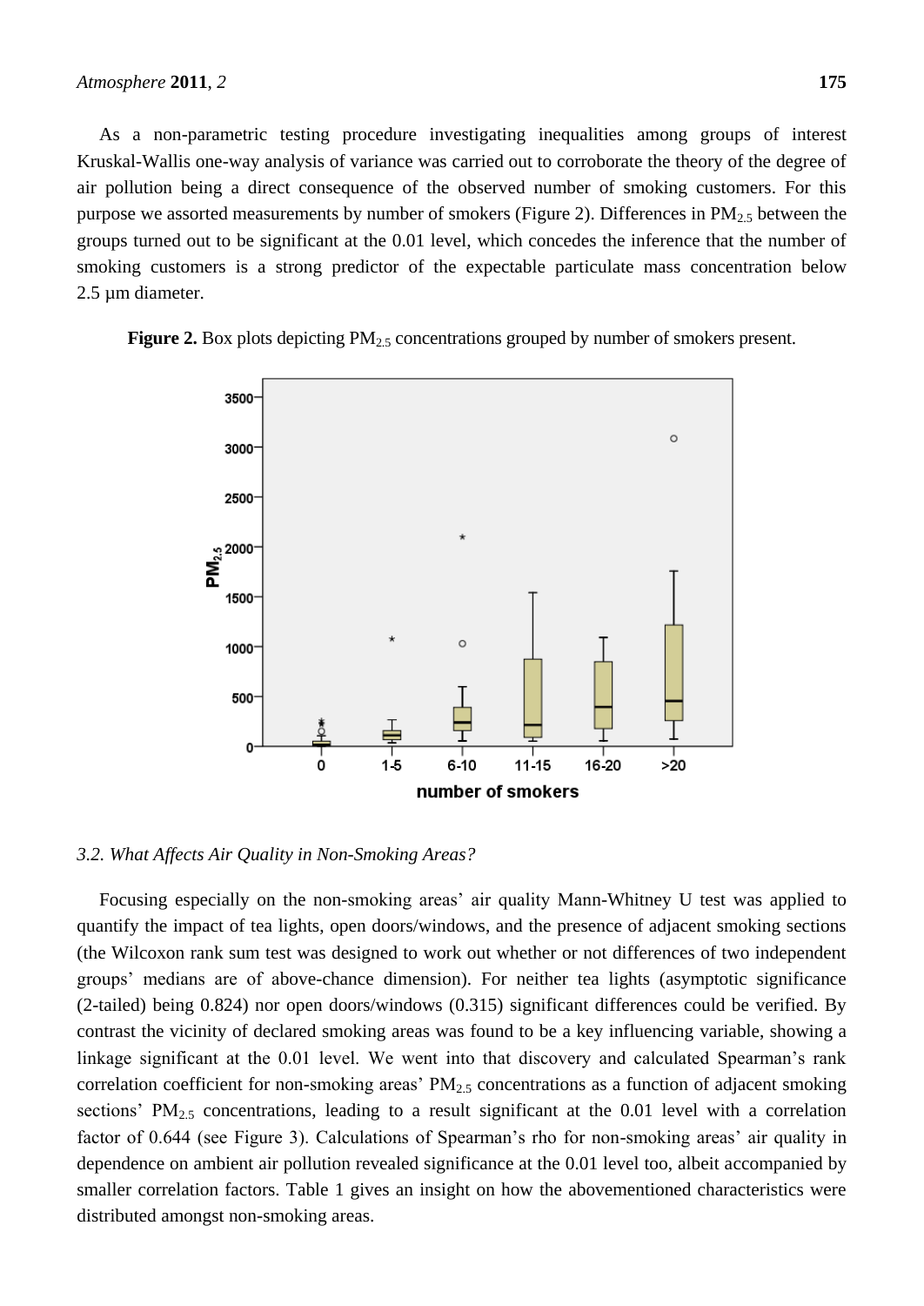As a non-parametric testing procedure investigating inequalities among groups of interest Kruskal-Wallis one-way analysis of variance was carried out to corroborate the theory of the degree of air pollution being a direct consequence of the observed number of smoking customers. For this purpose we assorted measurements by number of smokers (Figure 2). Differences in $PM_{2.5}$ between the groups turned out to be significant at the 0.01 level, which concedes the inference that the number of smoking customers is a strong predictor of the expectable particulate mass concentration below 2.5 µm diameter.

**Figure 2.** Box plots depicting $PM_{2.5}$ concentrations grouped by number of smokers present.

$PM_{2.5}$

3500
3000
2500
2000
1500
1000
500
0

0
1-5
6-10
11-15
16-20
>20

number of smokers

### 3.2. What Affects Air Quality in Non-Smoking Areas?

Focusing especially on the non-smoking areas' air quality Mann-Whitney U test was applied to quantify the impact of tea lights, open doors/windows, and the presence of adjacent smoking sections (the Wilcoxon rank sum test was designed to work out whether or not differences of two independent groups' medians are of above-chance dimension). For neither tea lights (asymptotic significance (2-tailed) being 0.824) nor open doors/windows (0.315) significant differences could be verified. By contrast the vicinity of declared smoking areas was found to be a key influencing variable, showing a linkage significant at the 0.01 level. We went into that discovery and calculated Spearman's rank correlation coefficient for non-smoking areas' $PM_{2.5}$ concentrations as a function of adjacent smoking sections' $PM_{2.5}$ concentrations, leading to a result significant at the 0.01 level with a correlation factor of 0.644 (see Figure 3). Calculations of Spearman's rho for non-smoking areas' air quality in dependence on ambient air pollution revealed significance at the 0.01 level too, albeit accompanied by smaller correlation factors. Table 1 gives an insight on how the abovementioned characteristics were distributed amongst non-smoking areas.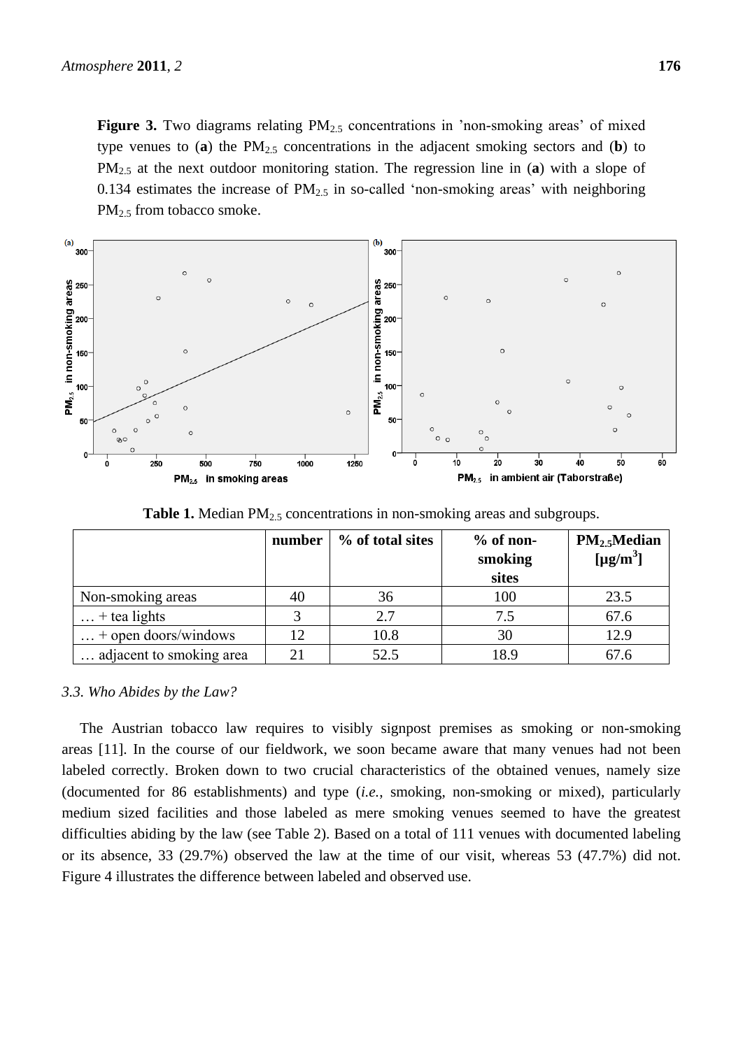**Figure 3.** Two diagrams relating $PM_{2.5}$ concentrations in 'non-smoking areas' of mixed type venues to (**a**) the $PM_{2.5}$ concentrations in the adjacent smoking sectors and (**b**) to $PM_{2.5}$ at the next outdoor monitoring station. The regression line in (**a**) with a slope of 0.134 estimates the increase of $PM_{2.5}$ in so-called 'non-smoking areas' with neighboring $PM_{2.5}$ from tobacco smoke.

(a)

$PM_{2.5}$ in non-smoking areas

300
250
200
150
100
50
0

0 250 500 750 1000 1250

$PM_{2.5}$ in smoking areas

(b)

$PM_{2.5}$ in non-smoking areas

300
250
200
150
100
50
0

0 10 20 30 40 50 60

$PM_{2.5}$ in ambient air (Taborstraße)

**Table 1.** Median $PM_{2.5}$ concentrations in non-smoking areas and subgroups.

| | number | % of total sites | % of non-smoking sites | $PM_{2.5}$Median [$\mu g/m^3$] |
|---|---|---|---|---|
| Non-smoking areas | 40 | 36 | 100 | 23.5 |
| … + tea lights | 3 | 2.7 | 7.5 | 67.6 |
| … + open doors/windows | 12 | 10.8 | 30 | 12.9 |
| … adjacent to smoking area | 21 | 52.5 | 18.9 | 67.6 |

### *3.3. Who Abides by the Law?*

The Austrian tobacco law requires to visibly signpost premises as smoking or non-smoking areas [11]. In the course of our fieldwork, we soon became aware that many venues had not been labeled correctly. Broken down to two crucial characteristics of the obtained venues, namely size (documented for 86 establishments) and type (*i.e.*, smoking, non-smoking or mixed), particularly medium sized facilities and those labeled as mere smoking venues seemed to have the greatest difficulties abiding by the law (see Table 2). Based on a total of 111 venues with documented labeling or its absence, 33 (29.7%) observed the law at the time of our visit, whereas 53 (47.7%) did not. Figure 4 illustrates the difference between labeled and observed use.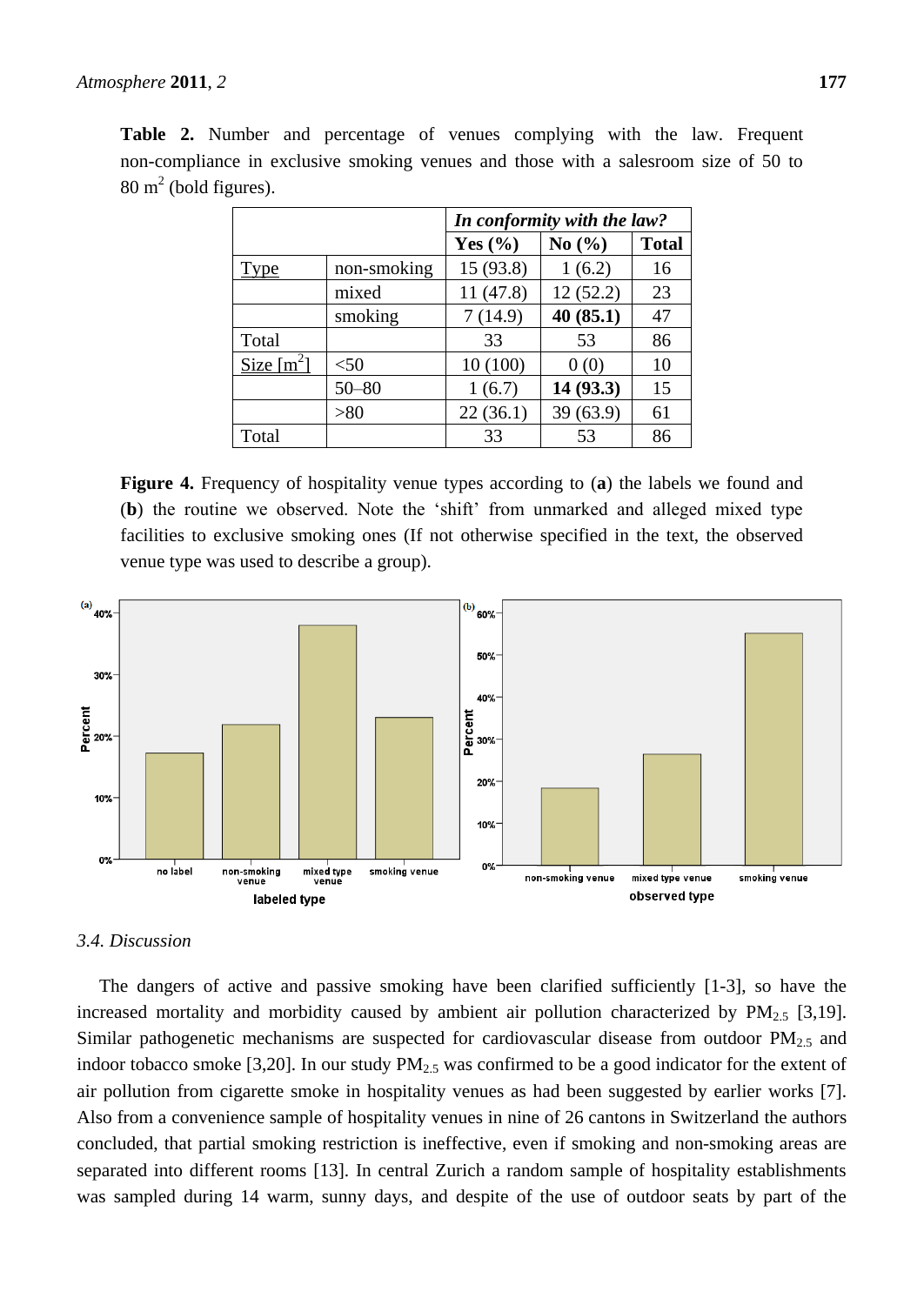**Table 2.** Number and percentage of venues complying with the law. Frequent non-compliance in exclusive smoking venues and those with a salesroom size of 50 to 80 $m^2$ (bold figures).

| | | *In conformity with the law?* | | |
|---|---|---|---|---|
| | | **Yes (%)** | **No (%)** | **Total** |
| Type | non-smoking | 15 (93.8) | 1 (6.2) | 16 |
| | mixed | 11 (47.8) | 12 (52.2) | 23 |
| | smoking | 7 (14.9) | **40 (85.1)** | 47 |
| Total | | 33 | 53 | 86 |
| Size [$m^2$] | <50 | 10 (100) | 0 (0) | 10 |
| | 50–80 | 1 (6.7) | **14 (93.3)** | 15 |
| | >80 | 22 (36.1) | 39 (63.9) | 61 |
| Total | | 33 | 53 | 86 |

**Figure 4.** Frequency of hospitality venue types according to (**a**) the labels we found and (**b**) the routine we observed. Note the 'shift' from unmarked and alleged mixed type facilities to exclusive smoking ones (If not otherwise specified in the text, the observed venue type was used to describe a group).

(a)
40%
30%
20%
10%
0%
Percent
no label
non-smoking venue
mixed type venue
smoking venue
labeled type

(b)
60%
50%
40%
30%
20%
10%
0%
Percent
non-smoking venue
mixed type venue
smoking venue
observed type

### 3.4. Discussion

The dangers of active and passive smoking have been clarified sufficiently [1-3], so have the increased mortality and morbidity caused by ambient air pollution characterized by $PM_{2.5}$ [3,19]. Similar pathogenetic mechanisms are suspected for cardiovascular disease from outdoor $PM_{2.5}$ and indoor tobacco smoke [3,20]. In our study $PM_{2.5}$ was confirmed to be a good indicator for the extent of air pollution from cigarette smoke in hospitality venues as had been suggested by earlier works [7]. Also from a convenience sample of hospitality venues in nine of 26 cantons in Switzerland the authors concluded, that partial smoking restriction is ineffective, even if smoking and non-smoking areas are separated into different rooms [13]. In central Zurich a random sample of hospitality establishments was sampled during 14 warm, sunny days, and despite of the use of outdoor seats by part of the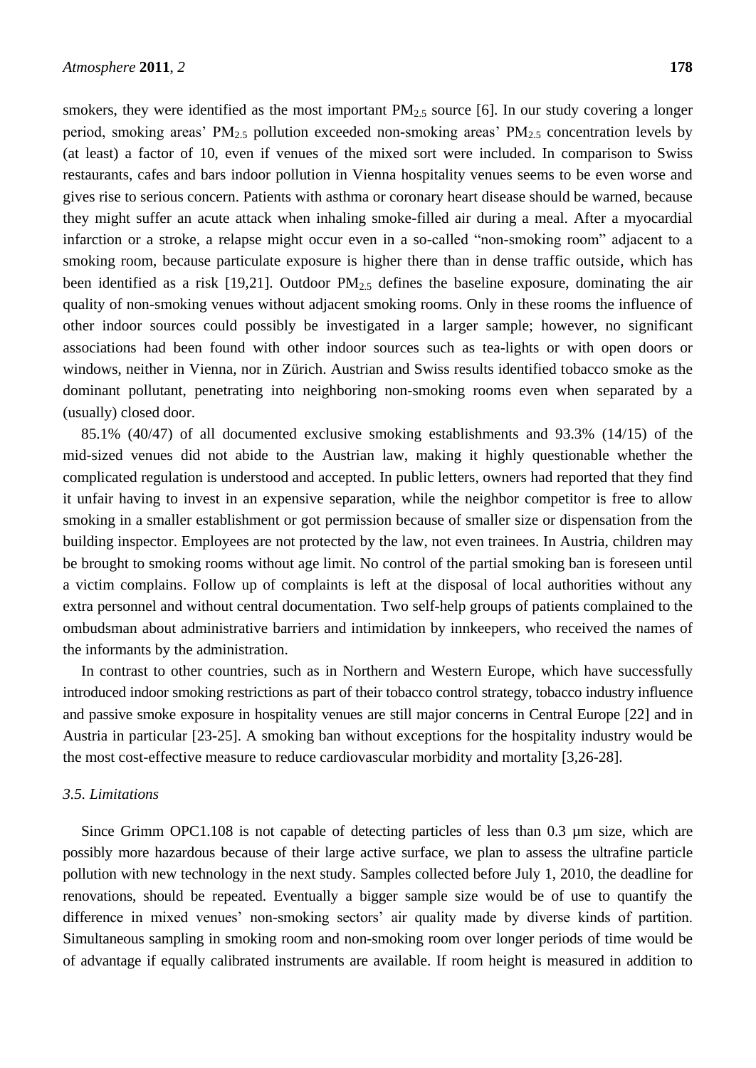smokers, they were identified as the most important $PM_{2.5}$ source [6]. In our study covering a longer period, smoking areas' $PM_{2.5}$ pollution exceeded non-smoking areas' $PM_{2.5}$ concentration levels by (at least) a factor of 10, even if venues of the mixed sort were included. In comparison to Swiss restaurants, cafes and bars indoor pollution in Vienna hospitality venues seems to be even worse and gives rise to serious concern. Patients with asthma or coronary heart disease should be warned, because they might suffer an acute attack when inhaling smoke-filled air during a meal. After a myocardial infarction or a stroke, a relapse might occur even in a so-called "non-smoking room" adjacent to a smoking room, because particulate exposure is higher there than in dense traffic outside, which has been identified as a risk [19,21]. Outdoor $PM_{2.5}$ defines the baseline exposure, dominating the air quality of non-smoking venues without adjacent smoking rooms. Only in these rooms the influence of other indoor sources could possibly be investigated in a larger sample; however, no significant associations had been found with other indoor sources such as tea-lights or with open doors or windows, neither in Vienna, nor in Zürich. Austrian and Swiss results identified tobacco smoke as the dominant pollutant, penetrating into neighboring non-smoking rooms even when separated by a (usually) closed door.

85.1% (40/47) of all documented exclusive smoking establishments and 93.3% (14/15) of the mid-sized venues did not abide to the Austrian law, making it highly questionable whether the complicated regulation is understood and accepted. In public letters, owners had reported that they find it unfair having to invest in an expensive separation, while the neighbor competitor is free to allow smoking in a smaller establishment or got permission because of smaller size or dispensation from the building inspector. Employees are not protected by the law, not even trainees. In Austria, children may be brought to smoking rooms without age limit. No control of the partial smoking ban is foreseen until a victim complains. Follow up of complaints is left at the disposal of local authorities without any extra personnel and without central documentation. Two self-help groups of patients complained to the ombudsman about administrative barriers and intimidation by innkeepers, who received the names of the informants by the administration.

In contrast to other countries, such as in Northern and Western Europe, which have successfully introduced indoor smoking restrictions as part of their tobacco control strategy, tobacco industry influence and passive smoke exposure in hospitality venues are still major concerns in Central Europe [22] and in Austria in particular [23-25]. A smoking ban without exceptions for the hospitality industry would be the most cost-effective measure to reduce cardiovascular morbidity and mortality [3,26-28].

### *3.5. Limitations*

Since Grimm OPC1.108 is not capable of detecting particles of less than 0.3 µm size, which are possibly more hazardous because of their large active surface, we plan to assess the ultrafine particle pollution with new technology in the next study. Samples collected before July 1, 2010, the deadline for renovations, should be repeated. Eventually a bigger sample size would be of use to quantify the difference in mixed venues' non-smoking sectors' air quality made by diverse kinds of partition. Simultaneous sampling in smoking room and non-smoking room over longer periods of time would be of advantage if equally calibrated instruments are available. If room height is measured in addition to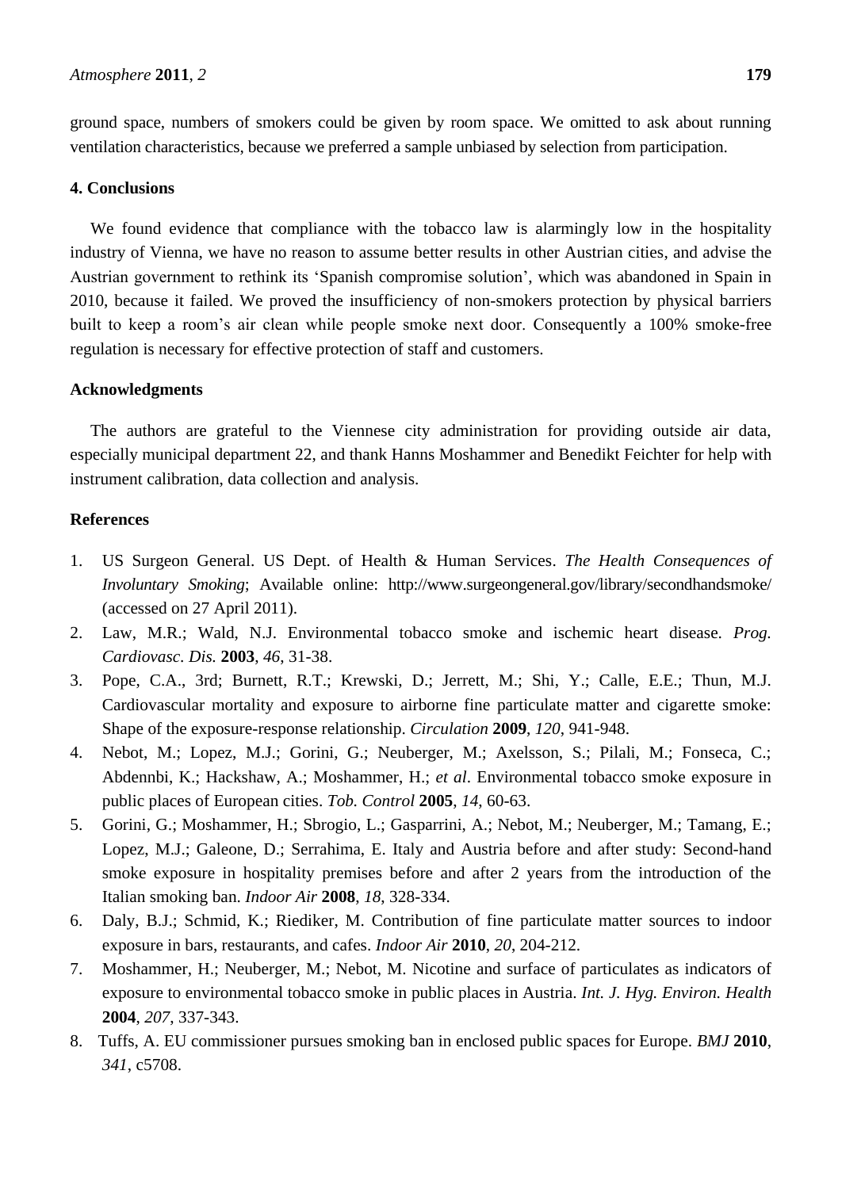ground space, numbers of smokers could be given by room space. We omitted to ask about running ventilation characteristics, because we preferred a sample unbiased by selection from participation.

## 4. Conclusions

We found evidence that compliance with the tobacco law is alarmingly low in the hospitality industry of Vienna, we have no reason to assume better results in other Austrian cities, and advise the Austrian government to rethink its 'Spanish compromise solution', which was abandoned in Spain in 2010, because it failed. We proved the insufficiency of non-smokers protection by physical barriers built to keep a room's air clean while people smoke next door. Consequently a 100% smoke-free regulation is necessary for effective protection of staff and customers.

## Acknowledgments

The authors are grateful to the Viennese city administration for providing outside air data, especially municipal department 22, and thank Hanns Moshammer and Benedikt Feichter for help with instrument calibration, data collection and analysis.

## References

1. US Surgeon General. US Dept. of Health & Human Services. *The Health Consequences of Involuntary Smoking*; Available online: http://www.surgeongeneral.gov/library/secondhandsmoke/ (accessed on 27 April 2011).
2. Law, M.R.; Wald, N.J. Environmental tobacco smoke and ischemic heart disease. *Prog. Cardiovasc. Dis.* **2003**, *46*, 31-38.
3. Pope, C.A., 3rd; Burnett, R.T.; Krewski, D.; Jerrett, M.; Shi, Y.; Calle, E.E.; Thun, M.J. Cardiovascular mortality and exposure to airborne fine particulate matter and cigarette smoke: Shape of the exposure-response relationship. *Circulation* **2009**, *120*, 941-948.
4. Nebot, M.; Lopez, M.J.; Gorini, G.; Neuberger, M.; Axelsson, S.; Pilali, M.; Fonseca, C.; Abdennbi, K.; Hackshaw, A.; Moshammer, H.; *et al*. Environmental tobacco smoke exposure in public places of European cities. *Tob. Control* **2005**, *14*, 60-63.
5. Gorini, G.; Moshammer, H.; Sbrogio, L.; Gasparrini, A.; Nebot, M.; Neuberger, M.; Tamang, E.; Lopez, M.J.; Galeone, D.; Serrahima, E. Italy and Austria before and after study: Second-hand smoke exposure in hospitality premises before and after 2 years from the introduction of the Italian smoking ban. *Indoor Air* **2008**, *18*, 328-334.
6. Daly, B.J.; Schmid, K.; Riediker, M. Contribution of fine particulate matter sources to indoor exposure in bars, restaurants, and cafes. *Indoor Air* **2010**, *20*, 204-212.
7. Moshammer, H.; Neuberger, M.; Nebot, M. Nicotine and surface of particulates as indicators of exposure to environmental tobacco smoke in public places in Austria. *Int. J. Hyg. Environ. Health* **2004**, *207*, 337-343.
8. Tuffs, A. EU commissioner pursues smoking ban in enclosed public spaces for Europe. *BMJ* **2010**, *341*, c5708.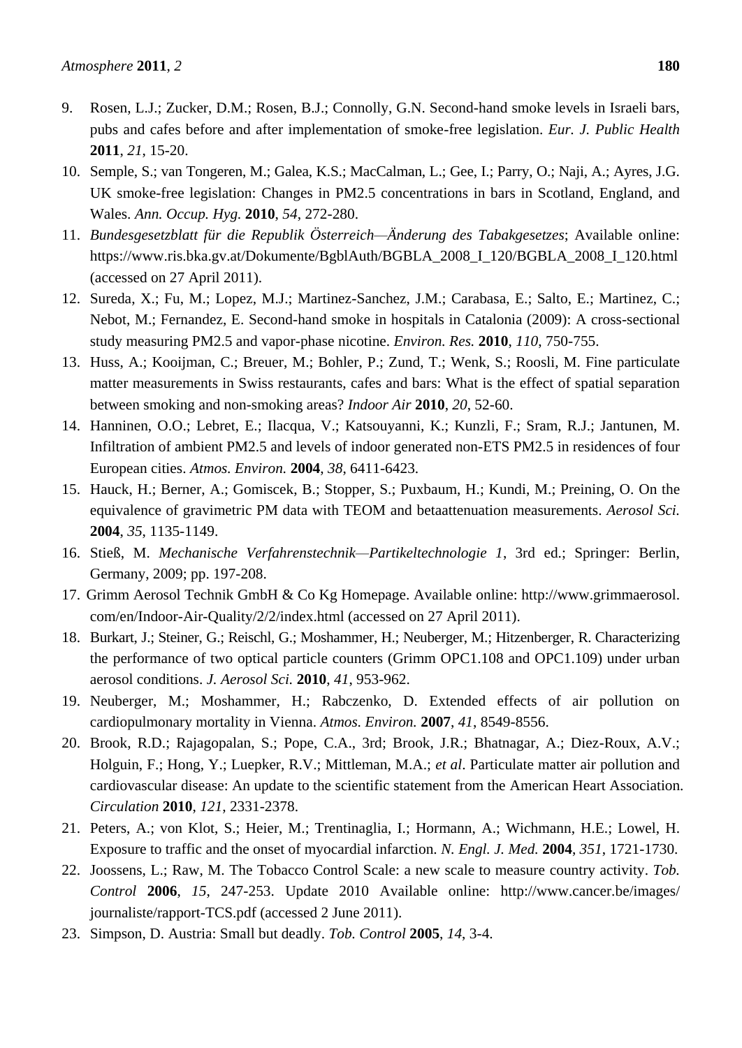9. Rosen, L.J.; Zucker, D.M.; Rosen, B.J.; Connolly, G.N. Second-hand smoke levels in Israeli bars, pubs and cafes before and after implementation of smoke-free legislation. *Eur. J. Public Health* **2011**, *21*, 15-20.
10. Semple, S.; van Tongeren, M.; Galea, K.S.; MacCalman, L.; Gee, I.; Parry, O.; Naji, A.; Ayres, J.G. UK smoke-free legislation: Changes in PM2.5 concentrations in bars in Scotland, England, and Wales. *Ann. Occup. Hyg.* **2010**, *54*, 272-280.
11. *Bundesgesetzblatt für die Republik Österreich—Änderung des Tabakgesetzes*; Available online: https://www.ris.bka.gv.at/Dokumente/BgblAuth/BGBLA_2008_I_120/BGBLA_2008_I_120.html (accessed on 27 April 2011).
12. Sureda, X.; Fu, M.; Lopez, M.J.; Martinez-Sanchez, J.M.; Carabasa, E.; Salto, E.; Martinez, C.; Nebot, M.; Fernandez, E. Second-hand smoke in hospitals in Catalonia (2009): A cross-sectional study measuring PM2.5 and vapor-phase nicotine. *Environ. Res.* **2010**, *110*, 750-755.
13. Huss, A.; Kooijman, C.; Breuer, M.; Bohler, P.; Zund, T.; Wenk, S.; Roosli, M. Fine particulate matter measurements in Swiss restaurants, cafes and bars: What is the effect of spatial separation between smoking and non-smoking areas? *Indoor Air* **2010**, *20*, 52-60.
14. Hanninen, O.O.; Lebret, E.; Ilacqua, V.; Katsouyanni, K.; Kunzli, F.; Sram, R.J.; Jantunen, M. Infiltration of ambient PM2.5 and levels of indoor generated non-ETS PM2.5 in residences of four European cities. *Atmos. Environ.* **2004**, *38*, 6411-6423.
15. Hauck, H.; Berner, A.; Gomiscek, B.; Stopper, S.; Puxbaum, H.; Kundi, M.; Preining, O. On the equivalence of gravimetric PM data with TEOM and betaattenuation measurements. *Aerosol Sci.* **2004**, *35*, 1135-1149.
16. Stieß, M. *Mechanische Verfahrenstechnik—Partikeltechnologie 1*, 3rd ed.; Springer: Berlin, Germany, 2009; pp. 197-208.
17. Grimm Aerosol Technik GmbH & Co Kg Homepage. Available online: http://www.grimmaerosol.com/en/Indoor-Air-Quality/2/2/index.html (accessed on 27 April 2011).
18. Burkart, J.; Steiner, G.; Reischl, G.; Moshammer, H.; Neuberger, M.; Hitzenberger, R. Characterizing the performance of two optical particle counters (Grimm OPC1.108 and OPC1.109) under urban aerosol conditions. *J. Aerosol Sci.* **2010**, *41*, 953-962.
19. Neuberger, M.; Moshammer, H.; Rabczenko, D. Extended effects of air pollution on cardiopulmonary mortality in Vienna. *Atmos. Environ.* **2007**, *41*, 8549-8556.
20. Brook, R.D.; Rajagopalan, S.; Pope, C.A., 3rd; Brook, J.R.; Bhatnagar, A.; Diez-Roux, A.V.; Holguin, F.; Hong, Y.; Luepker, R.V.; Mittleman, M.A.; *et al*. Particulate matter air pollution and cardiovascular disease: An update to the scientific statement from the American Heart Association. *Circulation* **2010**, *121*, 2331-2378.
21. Peters, A.; von Klot, S.; Heier, M.; Trentinaglia, I.; Hormann, A.; Wichmann, H.E.; Lowel, H. Exposure to traffic and the onset of myocardial infarction. *N. Engl. J. Med.* **2004**, *351*, 1721-1730.
22. Joossens, L.; Raw, M. The Tobacco Control Scale: a new scale to measure country activity. *Tob. Control* **2006**, *15*, 247-253. Update 2010 Available online: http://www.cancer.be/images/journaliste/rapport-TCS.pdf (accessed 2 June 2011).
23. Simpson, D. Austria: Small but deadly. *Tob. Control* **2005**, *14*, 3-4.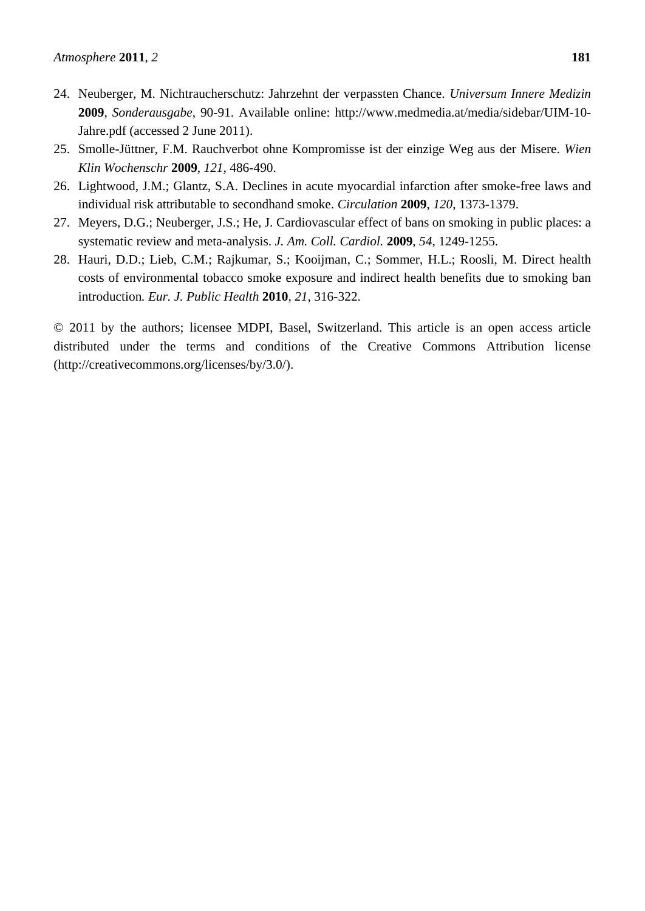24. Neuberger, M. Nichtraucherschutz: Jahrzehnt der verpassten Chance. *Universum Innere Medizin* **2009**, *Sonderausgabe*, 90-91. Available online: http://www.medmedia.at/media/sidebar/UIM-10-Jahre.pdf (accessed 2 June 2011).
25. Smolle-Jüttner, F.M. Rauchverbot ohne Kompromisse ist der einzige Weg aus der Misere. *Wien Klin Wochenschr* **2009**, *121*, 486-490.
26. Lightwood, J.M.; Glantz, S.A. Declines in acute myocardial infarction after smoke-free laws and individual risk attributable to secondhand smoke. *Circulation* **2009**, *120*, 1373-1379.
27. Meyers, D.G.; Neuberger, J.S.; He, J. Cardiovascular effect of bans on smoking in public places: a systematic review and meta-analysis. *J. Am. Coll. Cardiol.* **2009**, *54*, 1249-1255.
28. Hauri, D.D.; Lieb, C.M.; Rajkumar, S.; Kooijman, C.; Sommer, H.L.; Roosli, M. Direct health costs of environmental tobacco smoke exposure and indirect health benefits due to smoking ban introduction. *Eur. J. Public Health* **2010**, *21*, 316-322.

© 2011 by the authors; licensee MDPI, Basel, Switzerland. This article is an open access article distributed under the terms and conditions of the Creative Commons Attribution license (http://creativecommons.org/licenses/by/3.0/).